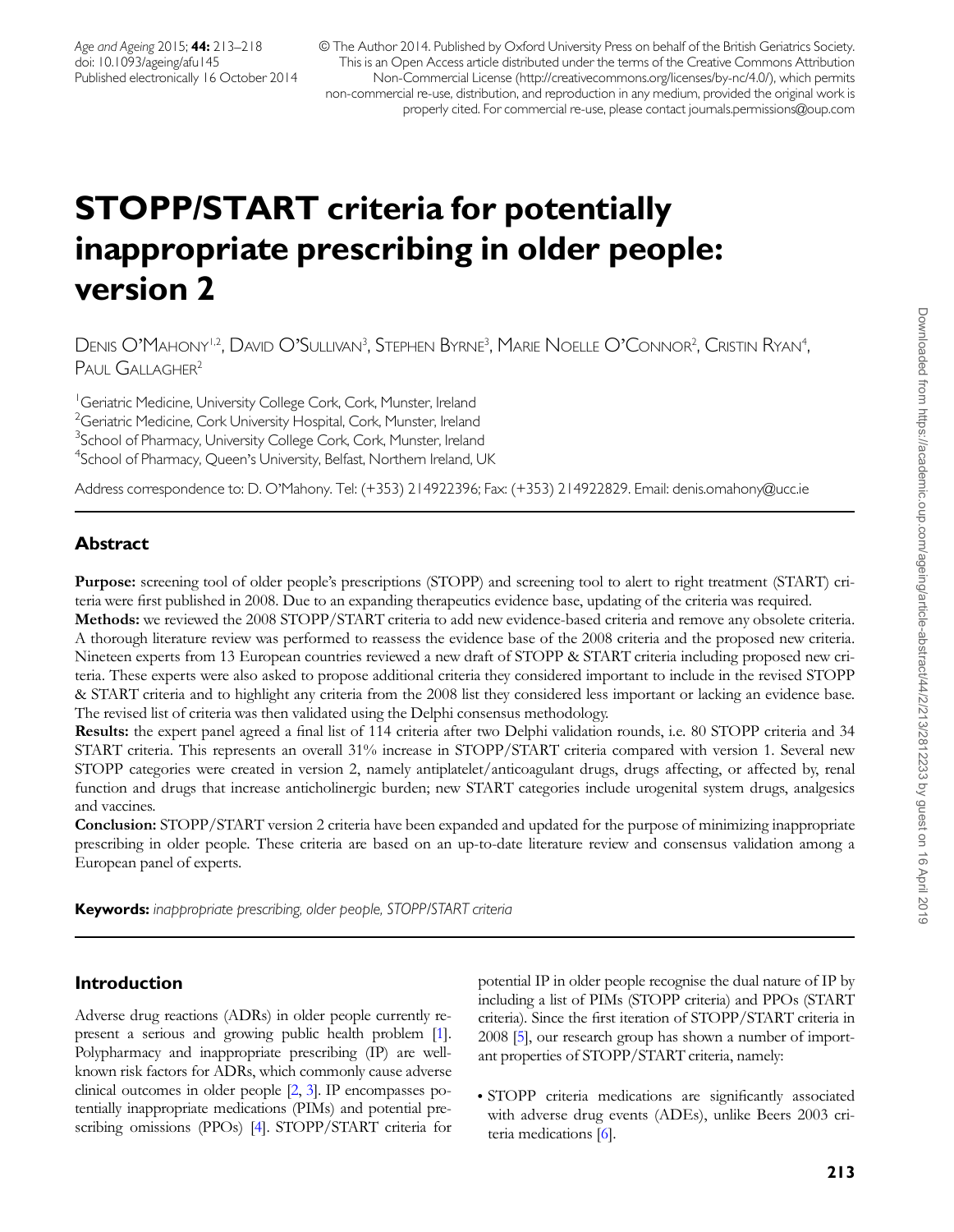# STOPP/START criteria for potentially inappropriate prescribing in older people: version 2

Denis O'Mahony[1,2], David O'Sullivan[3], Stephen Byrne[3], Marie Noelle O'Connor[2], Cristin Ryan[4], Paul Gallagher[2]

[1]Geriatric Medicine, University College Cork, Cork, Munster, Ireland
[2]Geriatric Medicine, Cork University Hospital, Cork, Munster, Ireland
[3]School of Pharmacy, University College Cork, Cork, Munster, Ireland
[4]School of Pharmacy, Queen's University, Belfast, Northern Ireland, UK

Address correspondence to: D. O'Mahony. Tel: (+353) 214922396; Fax: (+353) 214922829. Email: denis.omahony@ucc.ie

## Abstract

**Purpose:** screening tool of older people's prescriptions (STOPP) and screening tool to alert to right treatment (START) criteria were first published in 2008. Due to an expanding therapeutics evidence base, updating of the criteria was required.

**Methods:** we reviewed the 2008 STOPP/START criteria to add new evidence-based criteria and remove any obsolete criteria. A thorough literature review was performed to reassess the evidence base of the 2008 criteria and the proposed new criteria. Nineteen experts from 13 European countries reviewed a new draft of STOPP & START criteria including proposed new criteria. These experts were also asked to propose additional criteria they considered important to include in the revised STOPP & START criteria and to highlight any criteria from the 2008 list they considered less important or lacking an evidence base. The revised list of criteria was then validated using the Delphi consensus methodology.

**Results:** the expert panel agreed a final list of 114 criteria after two Delphi validation rounds, i.e. 80 STOPP criteria and 34 START criteria. This represents an overall 31% increase in STOPP/START criteria compared with version 1. Several new STOPP categories were created in version 2, namely antiplatelet/anticoagulant drugs, drugs affecting, or affected by, renal function and drugs that increase anticholinergic burden; new START categories include urogenital system drugs, analgesics and vaccines.

**Conclusion:** STOPP/START version 2 criteria have been expanded and updated for the purpose of minimizing inappropriate prescribing in older people. These criteria are based on an up-to-date literature review and consensus validation among a European panel of experts.

**Keywords:** *inappropriate prescribing, older people, STOPP/START criteria*

## Introduction

Adverse drug reactions (ADRs) in older people currently represent a serious and growing public health problem [1]. Polypharmacy and inappropriate prescribing (IP) are well-known risk factors for ADRs, which commonly cause adverse clinical outcomes in older people [2, 3]. IP encompasses potentially inappropriate medications (PIMs) and potential prescribing omissions (PPOs) [4]. STOPP/START criteria for potential IP in older people recognise the dual nature of IP by including a list of PIMs (STOPP criteria) and PPOs (START criteria). Since the first iteration of STOPP/START criteria in 2008 [5], our research group has shown a number of important properties of STOPP/START criteria, namely:

- STOPP criteria medications are significantly associated with adverse drug events (ADEs), unlike Beers 2003 criteria medications [6].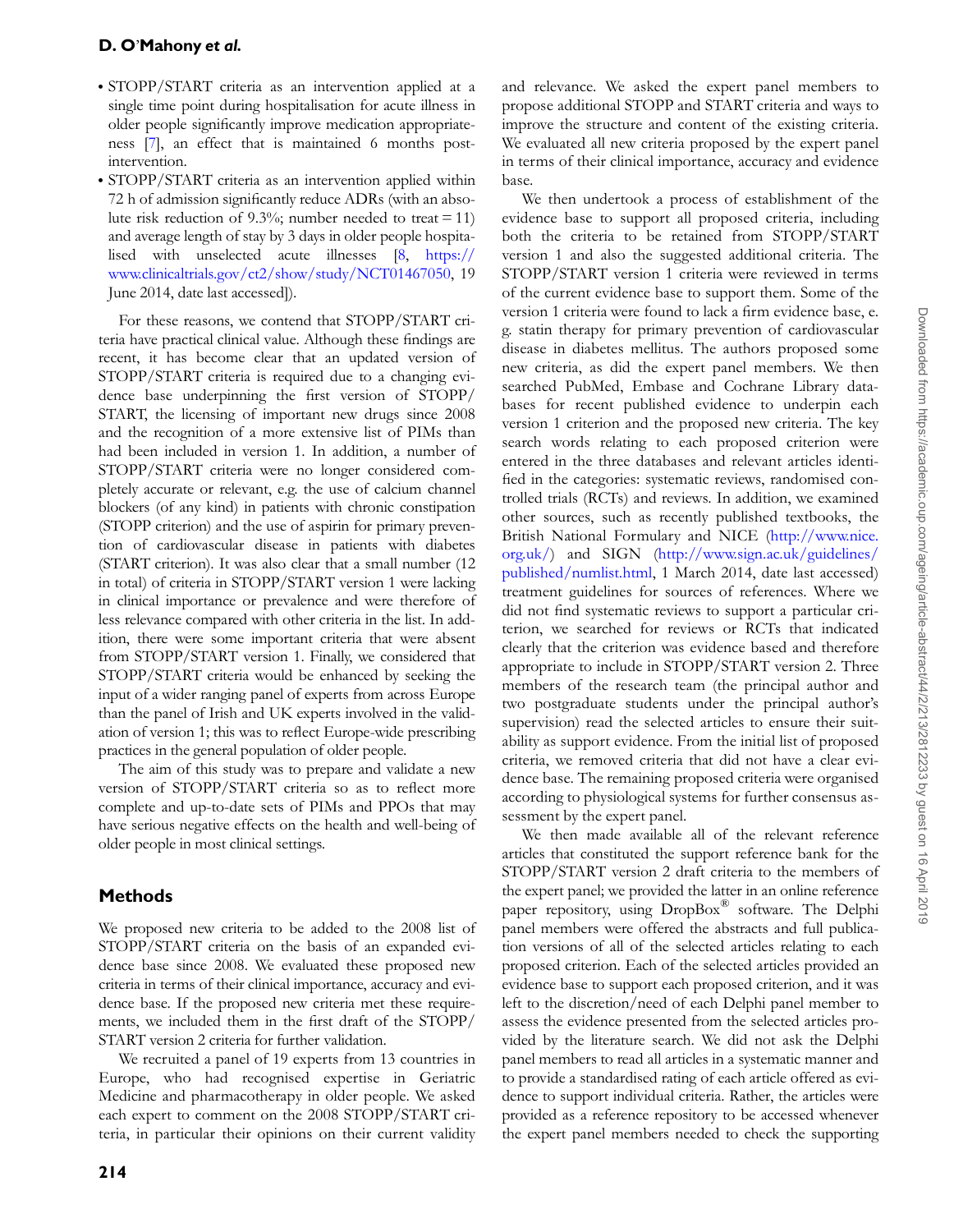- STOPP/START criteria as an intervention applied at a single time point during hospitalisation for acute illness in older people significantly improve medication appropriateness [7], an effect that is maintained 6 months post-intervention.
- STOPP/START criteria as an intervention applied within 72 h of admission significantly reduce ADRs (with an absolute risk reduction of 9.3%; number needed to treat = 11) and average length of stay by 3 days in older people hospitalised with unselected acute illnesses [8, https://www.clinicaltrials.gov/ct2/show/study/NCT01467050, 19 June 2014, date last accessed]).

For these reasons, we contend that STOPP/START criteria have practical clinical value. Although these findings are recent, it has become clear that an updated version of STOPP/START criteria is required due to a changing evidence base underpinning the first version of STOPP/START, the licensing of important new drugs since 2008 and the recognition of a more extensive list of PIMs than had been included in version 1. In addition, a number of STOPP/START criteria were no longer considered completely accurate or relevant, e.g. the use of calcium channel blockers (of any kind) in patients with chronic constipation (STOPP criterion) and the use of aspirin for primary prevention of cardiovascular disease in patients with diabetes (START criterion). It was also clear that a small number (12 in total) of criteria in STOPP/START version 1 were lacking in clinical importance or prevalence and were therefore of less relevance compared with other criteria in the list. In addition, there were some important criteria that were absent from STOPP/START version 1. Finally, we considered that STOPP/START criteria would be enhanced by seeking the input of a wider ranging panel of experts from across Europe than the panel of Irish and UK experts involved in the validation of version 1; this was to reflect Europe-wide prescribing practices in the general population of older people.

The aim of this study was to prepare and validate a new version of STOPP/START criteria so as to reflect more complete and up-to-date sets of PIMs and PPOs that may have serious negative effects on the health and well-being of older people in most clinical settings.

## Methods

We proposed new criteria to be added to the 2008 list of STOPP/START criteria on the basis of an expanded evidence base since 2008. We evaluated these proposed new criteria in terms of their clinical importance, accuracy and evidence base. If the proposed new criteria met these requirements, we included them in the first draft of the STOPP/START version 2 criteria for further validation.

We recruited a panel of 19 experts from 13 countries in Europe, who had recognised expertise in Geriatric Medicine and pharmacotherapy in older people. We asked each expert to comment on the 2008 STOPP/START criteria, in particular their opinions on their current validity and relevance. We asked the expert panel members to propose additional STOPP and START criteria and ways to improve the structure and content of the existing criteria. We evaluated all new criteria proposed by the expert panel in terms of their clinical importance, accuracy and evidence base.

We then undertook a process of establishment of the evidence base to support all proposed criteria, including both the criteria to be retained from STOPP/START version 1 and also the suggested additional criteria. The STOPP/START version 1 criteria were reviewed in terms of the current evidence base to support them. Some of the version 1 criteria were found to lack a firm evidence base, e.g. statin therapy for primary prevention of cardiovascular disease in diabetes mellitus. The authors proposed some new criteria, as did the expert panel members. We then searched PubMed, Embase and Cochrane Library databases for recent published evidence to underpin each version 1 criterion and the proposed new criteria. The key search words relating to each proposed criterion were entered in the three databases and relevant articles identified in the categories: systematic reviews, randomised controlled trials (RCTs) and reviews. In addition, we examined other sources, such as recently published textbooks, the British National Formulary and NICE (http://www.nice.org.uk/) and SIGN (http://www.sign.ac.uk/guidelines/published/numlist.html, 1 March 2014, date last accessed) treatment guidelines for sources of references. Where we did not find systematic reviews to support a particular criterion, we searched for reviews or RCTs that indicated clearly that the criterion was evidence based and therefore appropriate to include in STOPP/START version 2. Three members of the research team (the principal author and two postgraduate students under the principal author's supervision) read the selected articles to ensure their suitability as support evidence. From the initial list of proposed criteria, we removed criteria that did not have a clear evidence base. The remaining proposed criteria were organised according to physiological systems for further consensus assessment by the expert panel.

We then made available all of the relevant reference articles that constituted the support reference bank for the STOPP/START version 2 draft criteria to the members of the expert panel; we provided the latter in an online reference paper repository, using DropBox® software. The Delphi panel members were offered the abstracts and full publication versions of all of the selected articles relating to each proposed criterion. Each of the selected articles provided an evidence base to support each proposed criterion, and it was left to the discretion/need of each Delphi panel member to assess the evidence presented from the selected articles provided by the literature search. We did not ask the Delphi panel members to read all articles in a systematic manner and to provide a standardised rating of each article offered as evidence to support individual criteria. Rather, the articles were provided as a reference repository to be accessed whenever the expert panel members needed to check the supporting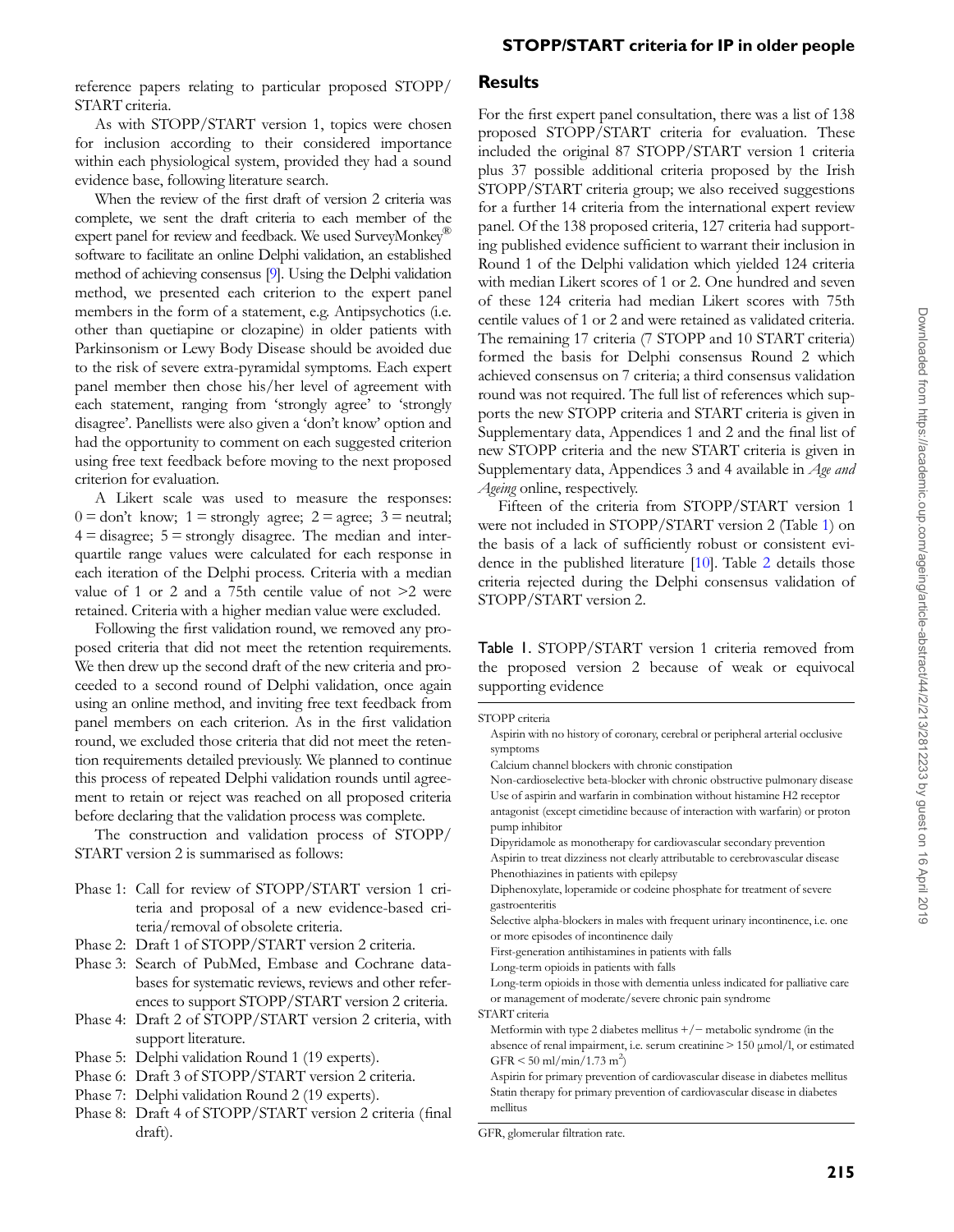reference papers relating to particular proposed STOPP/START criteria.

As with STOPP/START version 1, topics were chosen for inclusion according to their considered importance within each physiological system, provided they had a sound evidence base, following literature search.

When the review of the first draft of version 2 criteria was complete, we sent the draft criteria to each member of the expert panel for review and feedback. We used SurveyMonkey® software to facilitate an online Delphi validation, an established method of achieving consensus [9]. Using the Delphi validation method, we presented each criterion to the expert panel members in the form of a statement, e.g. Antipsychotics (i.e. other than quetiapine or clozapine) in older patients with Parkinsonism or Lewy Body Disease should be avoided due to the risk of severe extra-pyramidal symptoms. Each expert panel member then chose his/her level of agreement with each statement, ranging from 'strongly agree' to 'strongly disagree'. Panellists were also given a 'don't know' option and had the opportunity to comment on each suggested criterion using free text feedback before moving to the next proposed criterion for evaluation.

A Likert scale was used to measure the responses: 0 = don't know; 1 = strongly agree; 2 = agree; 3 = neutral; 4 = disagree; 5 = strongly disagree. The median and inter-quartile range values were calculated for each response in each iteration of the Delphi process. Criteria with a median value of 1 or 2 and a 75th centile value of not >2 were retained. Criteria with a higher median value were excluded.

Following the first validation round, we removed any proposed criteria that did not meet the retention requirements. We then drew up the second draft of the new criteria and proceeded to a second round of Delphi validation, once again using an online method, and inviting free text feedback from panel members on each criterion. As in the first validation round, we excluded those criteria that did not meet the retention requirements detailed previously. We planned to continue this process of repeated Delphi validation rounds until agreement to retain or reject was reached on all proposed criteria before declaring that the validation process was complete.

The construction and validation process of STOPP/START version 2 is summarised as follows:

- Phase 1: Call for review of STOPP/START version 1 criteria and proposal of a new evidence-based criteria/removal of obsolete criteria.
- Phase 2: Draft 1 of STOPP/START version 2 criteria.
- Phase 3: Search of PubMed, Embase and Cochrane databases for systematic reviews, reviews and other references to support STOPP/START version 2 criteria.
- Phase 4: Draft 2 of STOPP/START version 2 criteria, with support literature.
- Phase 5: Delphi validation Round 1 (19 experts).
- Phase 6: Draft 3 of STOPP/START version 2 criteria.
- Phase 7: Delphi validation Round 2 (19 experts).
- Phase 8: Draft 4 of STOPP/START version 2 criteria (final draft).

## Results

For the first expert panel consultation, there was a list of 138 proposed STOPP/START criteria for evaluation. These included the original 87 STOPP/START version 1 criteria plus 37 possible additional criteria proposed by the Irish STOPP/START criteria group; we also received suggestions for a further 14 criteria from the international expert review panel. Of the 138 proposed criteria, 127 criteria had supporting published evidence sufficient to warrant their inclusion in Round 1 of the Delphi validation which yielded 124 criteria with median Likert scores of 1 or 2. One hundred and seven of these 124 criteria had median Likert scores with 75th centile values of 1 or 2 and were retained as validated criteria. The remaining 17 criteria (7 STOPP and 10 START criteria) formed the basis for Delphi consensus Round 2 which achieved consensus on 7 criteria; a third consensus validation round was not required. The full list of references which supports the new STOPP criteria and START criteria is given in Supplementary data, Appendices 1 and 2 and the final list of new STOPP criteria and the new START criteria is given in Supplementary data, Appendices 3 and 4 available in *Age and Ageing* online, respectively.

Fifteen of the criteria from STOPP/START version 1 were not included in STOPP/START version 2 (Table 1) on the basis of a lack of sufficiently robust or consistent evidence in the published literature [10]. Table 2 details those criteria rejected during the Delphi consensus validation of STOPP/START version 2.

Table 1. STOPP/START version 1 criteria removed from the proposed version 2 because of weak or equivocal supporting evidence

| |
|---|
| STOPP criteria |
| Aspirin with no history of coronary, cerebral or peripheral arterial occlusive symptoms |
| Calcium channel blockers with chronic constipation |
| Non-cardioselective beta-blocker with chronic obstructive pulmonary disease |
| Use of aspirin and warfarin in combination without histamine H2 receptor antagonist (except cimetidine because of interaction with warfarin) or proton pump inhibitor |
| Dipyridamole as monotherapy for cardiovascular secondary prevention |
| Aspirin to treat dizziness not clearly attributable to cerebrovascular disease |
| Phenothiazines in patients with epilepsy |
| Diphenoxylate, loperamide or codeine phosphate for treatment of severe gastroenteritis |
| Selective alpha-blockers in males with frequent urinary incontinence, i.e. one or more episodes of incontinence daily |
| First-generation antihistamines in patients with falls |
| Long-term opioids in patients with falls |
| Long-term opioids in those with dementia unless indicated for palliative care or management of moderate/severe chronic pain syndrome |
| START criteria |
| Metformin with type 2 diabetes mellitus +/− metabolic syndrome (in the absence of renal impairment, i.e. serum creatinine > 150 µmol/l, or estimated GFR < 50 ml/min/1.73 m$^2$) |
| Aspirin for primary prevention of cardiovascular disease in diabetes mellitus |
| Statin therapy for primary prevention of cardiovascular disease in diabetes mellitus |

GFR, glomerular filtration rate.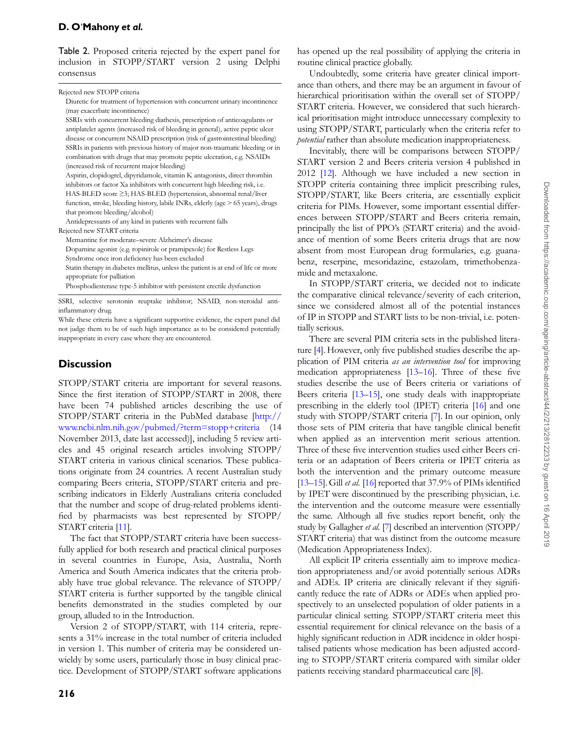**Table 2.** Proposed criteria rejected by the expert panel for inclusion in STOPP/START version 2 using Delphi consensus

| Rejected new STOPP criteria |
| --- |
| Diuretic for treatment of hypertension with concurrent urinary incontinence (may exacerbate incontinence) |
| SSRIs with concurrent bleeding diathesis, prescription of anticoagulants or antiplatelet agents (increased risk of bleeding in general), active peptic ulcer disease or concurrent NSAID prescription (risk of gastrointestinal bleeding) |
| SSRIs in patients with previous history of major non-traumatic bleeding or in combination with drugs that may promote peptic ulceration, e.g. NSAIDs (increased risk of recurrent major bleeding) |
| Aspirin, clopidogrel, dipyridamole, vitamin K antagonists, direct thrombin inhibitors or factor Xa inhibitors with concurrent high bleeding risk, i.e. HAS-BLED score ≥3; HAS-BLED (hypertension, abnormal renal/liver function, stroke, bleeding history, labile INRs, elderly (age > 65 years), drugs that promote bleeding/alcohol) |
| Antidepressants of any kind in patients with recurrent falls |
| **Rejected new START criteria** |
| Memantine for moderate–severe Alzheimer's disease |
| Dopamine agonist (e.g. ropinirole or pramipexole) for Restless Legs Syndrome once iron deficiency has been excluded |
| Statin therapy in diabetes mellitus, unless the patient is at end of life or more appropriate for palliation |
| Phosphodiesterase type-5 inhibitor with persistent erectile dysfunction |

SSRI, selective serotonin reuptake inhibitor; NSAID, non-steroidal anti-inflammatory drug.

While these criteria have a significant supportive evidence, the expert panel did not judge them to be of such high importance as to be considered potentially inappropriate in every case where they are encountered.

## Discussion

STOPP/START criteria are important for several reasons. Since the first iteration of STOPP/START in 2008, there have been 74 published articles describing the use of STOPP/START criteria in the PubMed database [http://www.ncbi.nlm.nih.gov/pubmed/?term=stopp+criteria (14 November 2013, date last accessed)], including 5 review articles and 45 original research articles involving STOPP/START criteria in various clinical scenarios. These publications originate from 24 countries. A recent Australian study comparing Beers criteria, STOPP/START criteria and prescribing indicators in Elderly Australians criteria concluded that the number and scope of drug-related problems identified by pharmacists was best represented by STOPP/START criteria [11].

The fact that STOPP/START criteria have been successfully applied for both research and practical clinical purposes in several countries in Europe, Asia, Australia, North America and South America indicates that the criteria probably have true global relevance. The relevance of STOPP/START criteria is further supported by the tangible clinical benefits demonstrated in the studies completed by our group, alluded to in the Introduction.

Version 2 of STOPP/START, with 114 criteria, represents a 31% increase in the total number of criteria included in version 1. This number of criteria may be considered unwieldy by some users, particularly those in busy clinical practice. Development of STOPP/START software applications has opened up the real possibility of applying the criteria in routine clinical practice globally.

Undoubtedly, some criteria have greater clinical importance than others, and there may be an argument in favour of hierarchical prioritisation within the overall set of STOPP/START criteria. However, we considered that such hierarchical prioritisation might introduce unnecessary complexity to using STOPP/START, particularly when the criteria refer to *potential* rather than absolute medication inappropriateness.

Inevitably, there will be comparisons between STOPP/START version 2 and Beers criteria version 4 published in 2012 [12]. Although we have included a new section in STOPP criteria containing three implicit prescribing rules, STOPP/START, like Beers criteria, are essentially explicit criteria for PIMs. However, some important essential differences between STOPP/START and Beers criteria remain, principally the list of PPO's (START criteria) and the avoidance of mention of some Beers criteria drugs that are now absent from most European drug formularies, e.g. guanabenz, reserpine, mesoridazine, estazolam, trimethobenzamide and metaxalone.

In STOPP/START criteria, we decided not to indicate the comparative clinical relevance/severity of each criterion, since we considered almost all of the potential instances of IP in STOPP and START lists to be non-trivial, i.e. potentially serious.

There are several PIM criteria sets in the published literature [4]. However, only five published studies describe the application of PIM criteria *as an intervention tool* for improving medication appropriateness [13–16]. Three of these five studies describe the use of Beers criteria or variations of Beers criteria [13–15], one study deals with inappropriate prescribing in the elderly tool (IPET) criteria [16] and one study with STOPP/START criteria [7]. In our opinion, only those sets of PIM criteria that have tangible clinical benefit when applied as an intervention merit serious attention. Three of these five intervention studies used either Beers criteria or an adaptation of Beers criteria or IPET criteria as both the intervention and the primary outcome measure [13–15]. Gill *et al.* [16] reported that 37.9% of PIMs identified by IPET were discontinued by the prescribing physician, i.e. the intervention and the outcome measure were essentially the same. Although all five studies report benefit, only the study by Gallagher *et al.* [7] described an intervention (STOPP/START criteria) that was distinct from the outcome measure (Medication Appropriateness Index).

All explicit IP criteria essentially aim to improve medication appropriateness and/or avoid potentially serious ADRs and ADEs. IP criteria are clinically relevant if they significantly reduce the rate of ADRs or ADEs when applied prospectively to an unselected population of older patients in a particular clinical setting. STOPP/START criteria meet this essential requirement for clinical relevance on the basis of a highly significant reduction in ADR incidence in older hospitalised patients whose medication has been adjusted according to STOPP/START criteria compared with similar older patients receiving standard pharmaceutical care [8].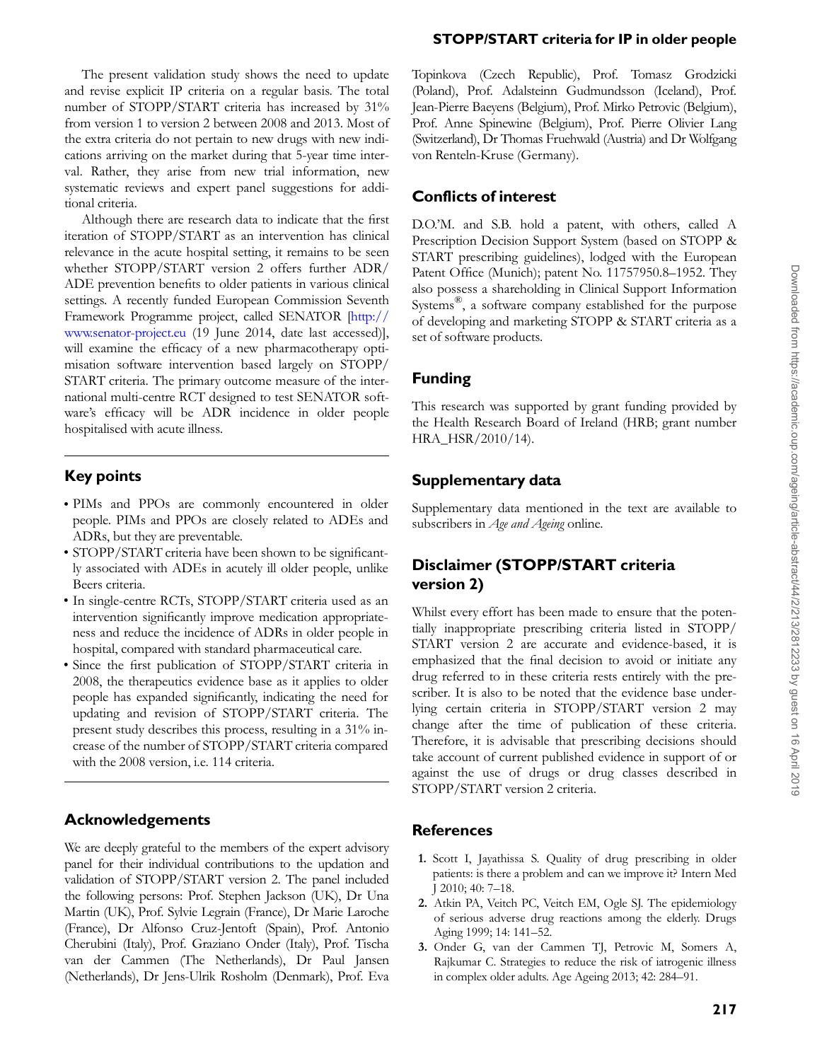The present validation study shows the need to update and revise explicit IP criteria on a regular basis. The total number of STOPP/START criteria has increased by 31% from version 1 to version 2 between 2008 and 2013. Most of the extra criteria do not pertain to new drugs with new indications arriving on the market during that 5-year time interval. Rather, they arise from new trial information, new systematic reviews and expert panel suggestions for additional criteria.

Although there are research data to indicate that the first iteration of STOPP/START as an intervention has clinical relevance in the acute hospital setting, it remains to be seen whether STOPP/START version 2 offers further ADR/ADE prevention benefits to older patients in various clinical settings. A recently funded European Commission Seventh Framework Programme project, called SENATOR [http://www.senator-project.eu (19 June 2014, date last accessed)], will examine the efficacy of a new pharmacotherapy optimisation software intervention based largely on STOPP/START criteria. The primary outcome measure of the international multi-centre RCT designed to test SENATOR software's efficacy will be ADR incidence in older people hospitalised with acute illness.

## Key points

- PIMs and PPOs are commonly encountered in older people. PIMs and PPOs are closely related to ADEs and ADRs, but they are preventable.
- STOPP/START criteria have been shown to be significantly associated with ADEs in acutely ill older people, unlike Beers criteria.
- In single-centre RCTs, STOPP/START criteria used as an intervention significantly improve medication appropriateness and reduce the incidence of ADRs in older people in hospital, compared with standard pharmaceutical care.
- Since the first publication of STOPP/START criteria in 2008, the therapeutics evidence base as it applies to older people has expanded significantly, indicating the need for updating and revision of STOPP/START criteria. The present study describes this process, resulting in a 31% increase of the number of STOPP/START criteria compared with the 2008 version, i.e. 114 criteria.

## Acknowledgements

We are deeply grateful to the members of the expert advisory panel for their individual contributions to the updation and validation of STOPP/START version 2. The panel included the following persons: Prof. Stephen Jackson (UK), Dr Una Martin (UK), Prof. Sylvie Legrain (France), Dr Marie Laroche (France), Dr Alfonso Cruz-Jentoft (Spain), Prof. Antonio Cherubini (Italy), Prof. Graziano Onder (Italy), Prof. Tischa van der Cammen (The Netherlands), Dr Paul Jansen (Netherlands), Dr Jens-Ulrik Rosholm (Denmark), Prof. Eva Topinkova (Czech Republic), Prof. Tomasz Grodzicki (Poland), Prof. Adalsteinn Gudmundsson (Iceland), Prof. Jean-Pierre Baeyens (Belgium), Prof. Mirko Petrovic (Belgium), Prof. Anne Spinewine (Belgium), Prof. Pierre Olivier Lang (Switzerland), Dr Thomas Fruehwald (Austria) and Dr Wolfgang von Renteln-Kruse (Germany).

## Conflicts of interest

D.O.'M. and S.B. hold a patent, with others, called A Prescription Decision Support System (based on STOPP & START prescribing guidelines), lodged with the European Patent Office (Munich); patent No. 11757950.8–1952. They also possess a shareholding in Clinical Support Information Systems®, a software company established for the purpose of developing and marketing STOPP & START criteria as a set of software products.

## Funding

This research was supported by grant funding provided by the Health Research Board of Ireland (HRB; grant number HRA_HSR/2010/14).

## Supplementary data

Supplementary data mentioned in the text are available to subscribers in *Age and Ageing* online.

## Disclaimer (STOPP/START criteria version 2)

Whilst every effort has been made to ensure that the potentially inappropriate prescribing criteria listed in STOPP/START version 2 are accurate and evidence-based, it is emphasized that the final decision to avoid or initiate any drug referred to in these criteria rests entirely with the prescriber. It is also to be noted that the evidence base underlying certain criteria in STOPP/START version 2 may change after the time of publication of these criteria. Therefore, it is advisable that prescribing decisions should take account of current published evidence in support of or against the use of drugs or drug classes described in STOPP/START version 2 criteria.

## References

1. Scott I, Jayathissa S. Quality of drug prescribing in older patients: is there a problem and can we improve it? Intern Med J 2010; 40: 7–18.
2. Atkin PA, Veitch PC, Veitch EM, Ogle SJ. The epidemiology of serious adverse drug reactions among the elderly. Drugs Aging 1999; 14: 141–52.
3. Onder G, van der Cammen TJ, Petrovic M, Somers A, Rajkumar C. Strategies to reduce the risk of iatrogenic illness in complex older adults. Age Ageing 2013; 42: 284–91.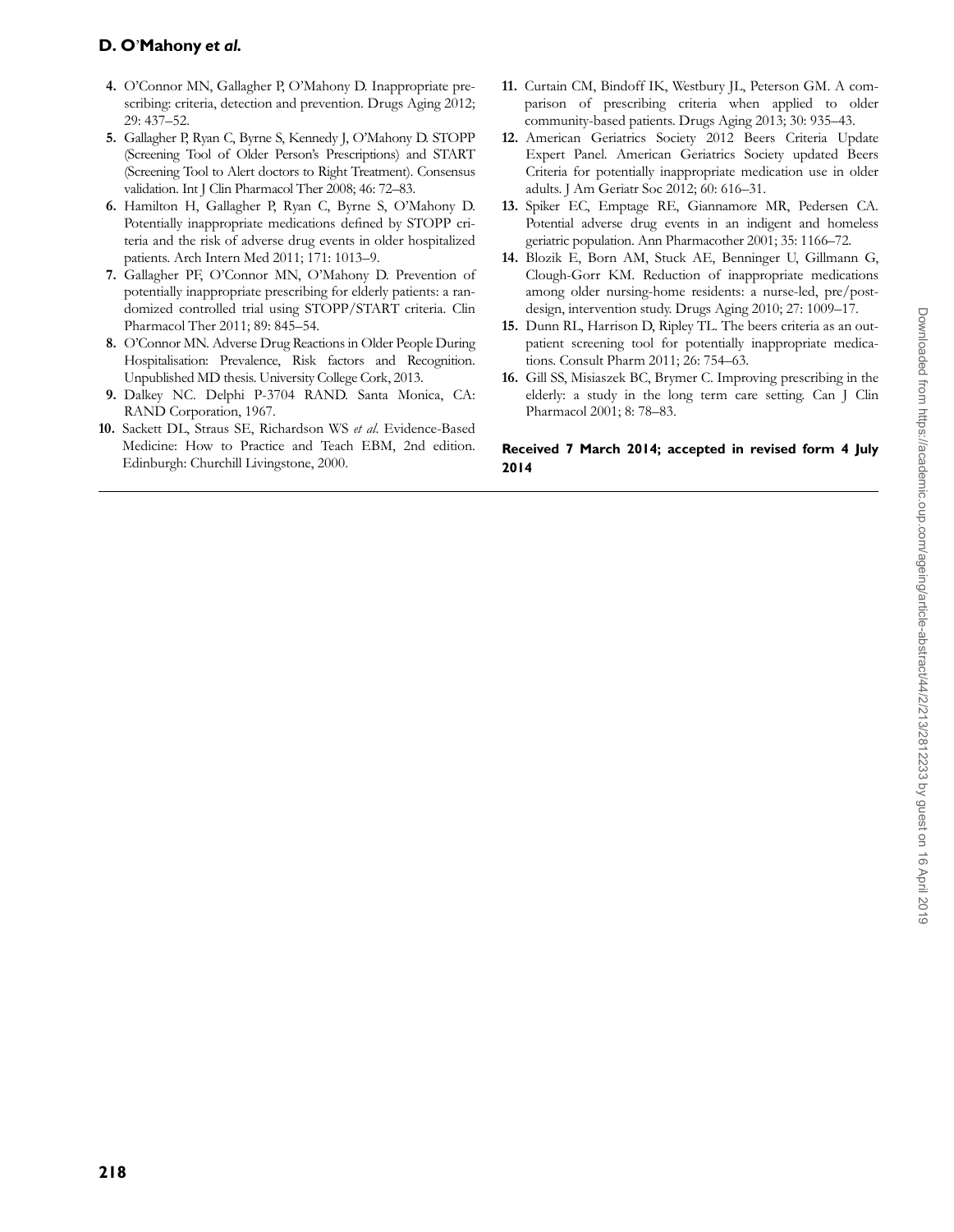4. O'Connor MN, Gallagher P, O'Mahony D. Inappropriate prescribing: criteria, detection and prevention. Drugs Aging 2012; 29: 437–52.
5. Gallagher P, Ryan C, Byrne S, Kennedy J, O'Mahony D. STOPP (Screening Tool of Older Person's Prescriptions) and START (Screening Tool to Alert doctors to Right Treatment). Consensus validation. Int J Clin Pharmacol Ther 2008; 46: 72–83.
6. Hamilton H, Gallagher P, Ryan C, Byrne S, O'Mahony D. Potentially inappropriate medications defined by STOPP criteria and the risk of adverse drug events in older hospitalized patients. Arch Intern Med 2011; 171: 1013–9.
7. Gallagher PF, O'Connor MN, O'Mahony D. Prevention of potentially inappropriate prescribing for elderly patients: a randomized controlled trial using STOPP/START criteria. Clin Pharmacol Ther 2011; 89: 845–54.
8. O'Connor MN. Adverse Drug Reactions in Older People During Hospitalisation: Prevalence, Risk factors and Recognition. Unpublished MD thesis. University College Cork, 2013.
9. Dalkey NC. Delphi P-3704 RAND. Santa Monica, CA: RAND Corporation, 1967.
10. Sackett DL, Straus SE, Richardson WS *et al*. Evidence-Based Medicine: How to Practice and Teach EBM, 2nd edition. Edinburgh: Churchill Livingstone, 2000.
11. Curtain CM, Bindoff IK, Westbury JL, Peterson GM. A comparison of prescribing criteria when applied to older community-based patients. Drugs Aging 2013; 30: 935–43.
12. American Geriatrics Society 2012 Beers Criteria Update Expert Panel. American Geriatrics Society updated Beers Criteria for potentially inappropriate medication use in older adults. J Am Geriatr Soc 2012; 60: 616–31.
13. Spiker EC, Emptage RE, Giannamore MR, Pedersen CA. Potential adverse drug events in an indigent and homeless geriatric population. Ann Pharmacother 2001; 35: 1166–72.
14. Blozik E, Born AM, Stuck AE, Benninger U, Gillmann G, Clough-Gorr KM. Reduction of inappropriate medications among older nursing-home residents: a nurse-led, pre/post-design, intervention study. Drugs Aging 2010; 27: 1009–17.
15. Dunn RL, Harrison D, Ripley TL. The beers criteria as an outpatient screening tool for potentially inappropriate medications. Consult Pharm 2011; 26: 754–63.
16. Gill SS, Misiaszek BC, Brymer C. Improving prescribing in the elderly: a study in the long term care setting. Can J Clin Pharmacol 2001; 8: 78–83.

**Received 7 March 2014; accepted in revised form 4 July 2014**